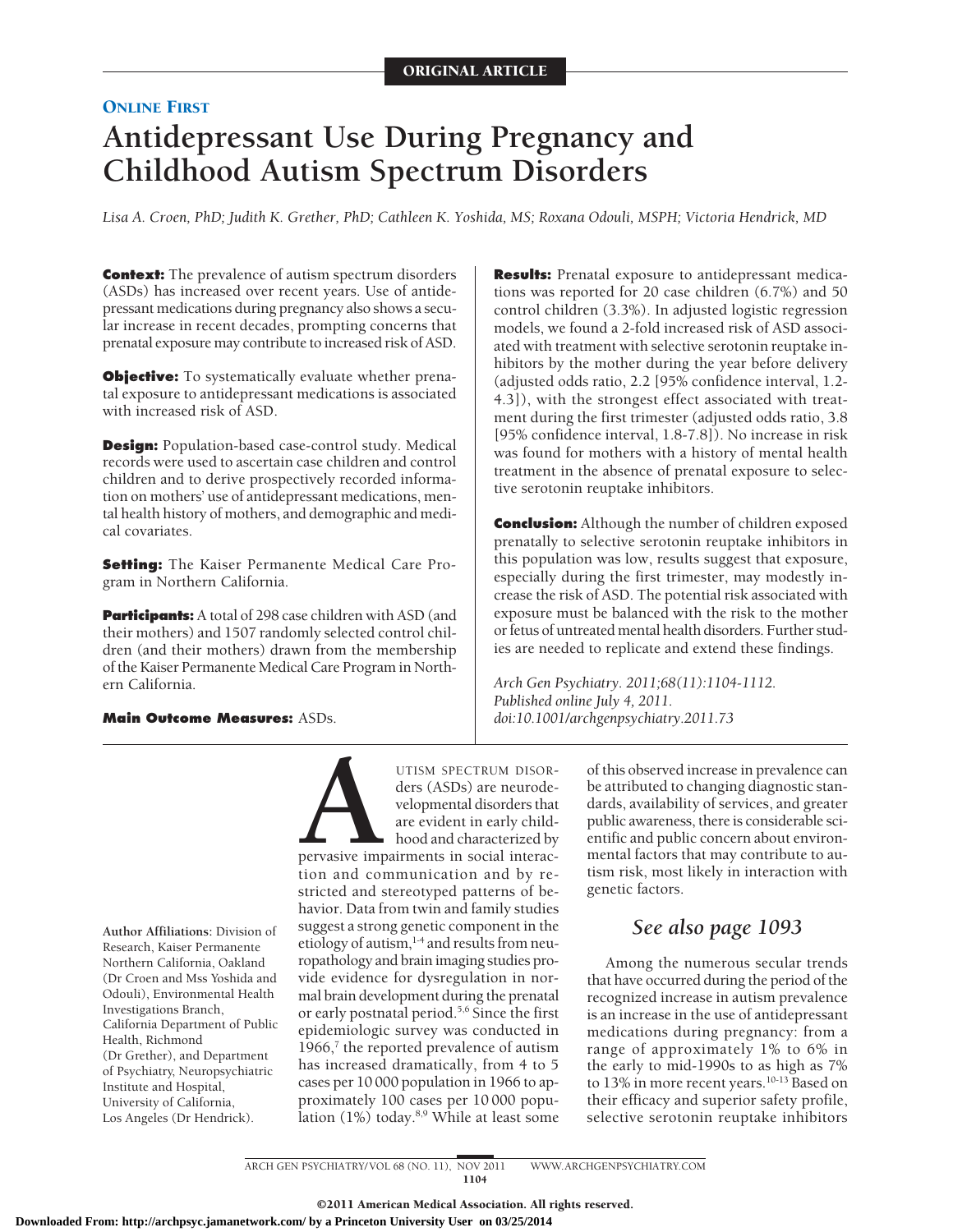ORIGINAL ARTICLE

ONLINE FIRST

# Antidepressant Use During Pregnancy and Childhood Autism Spectrum Disorders

*Lisa A. Croen, PhD; Judith K. Grether, PhD; Cathleen K. Yoshida, MS; Roxana Odouli, MSPH; Victoria Hendrick, MD*

**Context:** The prevalence of autism spectrum disorders (ASDs) has increased over recent years. Use of antidepressant medications during pregnancy also shows a secular increase in recent decades, prompting concerns that prenatal exposure may contribute to increased risk of ASD.

**Objective:** To systematically evaluate whether prenatal exposure to antidepressant medications is associated with increased risk of ASD.

**Design:** Population-based case-control study. Medical records were used to ascertain case children and control children and to derive prospectively recorded information on mothers' use of antidepressant medications, mental health history of mothers, and demographic and medical covariates.

**Setting:** The Kaiser Permanente Medical Care Program in Northern California.

**Participants:** A total of 298 case children with ASD (and their mothers) and 1507 randomly selected control children (and their mothers) drawn from the membership of the Kaiser Permanente Medical Care Program in Northern California.

**Main Outcome Measures:** ASDs.

**Results:** Prenatal exposure to antidepressant medications was reported for 20 case children (6.7%) and 50 control children (3.3%). In adjusted logistic regression models, we found a 2-fold increased risk of ASD associated with treatment with selective serotonin reuptake inhibitors by the mother during the year before delivery (adjusted odds ratio, 2.2 [95% confidence interval, 1.2-4.3]), with the strongest effect associated with treatment during the first trimester (adjusted odds ratio, 3.8 [95% confidence interval, 1.8-7.8]). No increase in risk was found for mothers with a history of mental health treatment in the absence of prenatal exposure to selective serotonin reuptake inhibitors.

**Conclusion:** Although the number of children exposed prenatally to selective serotonin reuptake inhibitors in this population was low, results suggest that exposure, especially during the first trimester, may modestly increase the risk of ASD. The potential risk associated with exposure must be balanced with the risk to the mother or fetus of untreated mental health disorders. Further studies are needed to replicate and extend these findings.

*Arch Gen Psychiatry. 2011;68(11):1104-1112. Published online July 4, 2011. doi:10.1001/archgenpsychiatry.2011.73*

Author Affiliations: Division of Research, Kaiser Permanente Northern California, Oakland (Dr Croen and Mss Yoshida and Odouli), Environmental Health Investigations Branch, California Department of Public Health, Richmond (Dr Grether), and Department of Psychiatry, Neuropsychiatric Institute and Hospital, University of California, Los Angeles (Dr Hendrick).

AUTISM SPECTRUM DISORDERS (ASDs) are neurodevelopmental disorders that are evident in early childhood and characterized by pervasive impairments in social interaction and communication and by restricted and stereotyped patterns of behavior. Data from twin and family studies suggest a strong genetic component in the etiology of autism,[1-4] and results from neuropathology and brain imaging studies provide evidence for dysregulation in normal brain development during the prenatal or early postnatal period.[5,6] Since the first epidemiologic survey was conducted in 1966,[7] the reported prevalence of autism has increased dramatically, from 4 to 5 cases per 10 000 population in 1966 to approximately 100 cases per 10 000 population (1%) today.[8,9] While at least some of this observed increase in prevalence can be attributed to changing diagnostic standards, availability of services, and greater public awareness, there is considerable scientific and public concern about environmental factors that may contribute to autism risk, most likely in interaction with genetic factors.

*See also page 1093*

Among the numerous secular trends that have occurred during the period of the recognized increase in autism prevalence is an increase in the use of antidepressant medications during pregnancy: from a range of approximately 1% to 6% in the early to mid-1990s to as high as 7% to 13% in more recent years.[10-13] Based on their efficacy and superior safety profile, selective serotonin reuptake inhibitors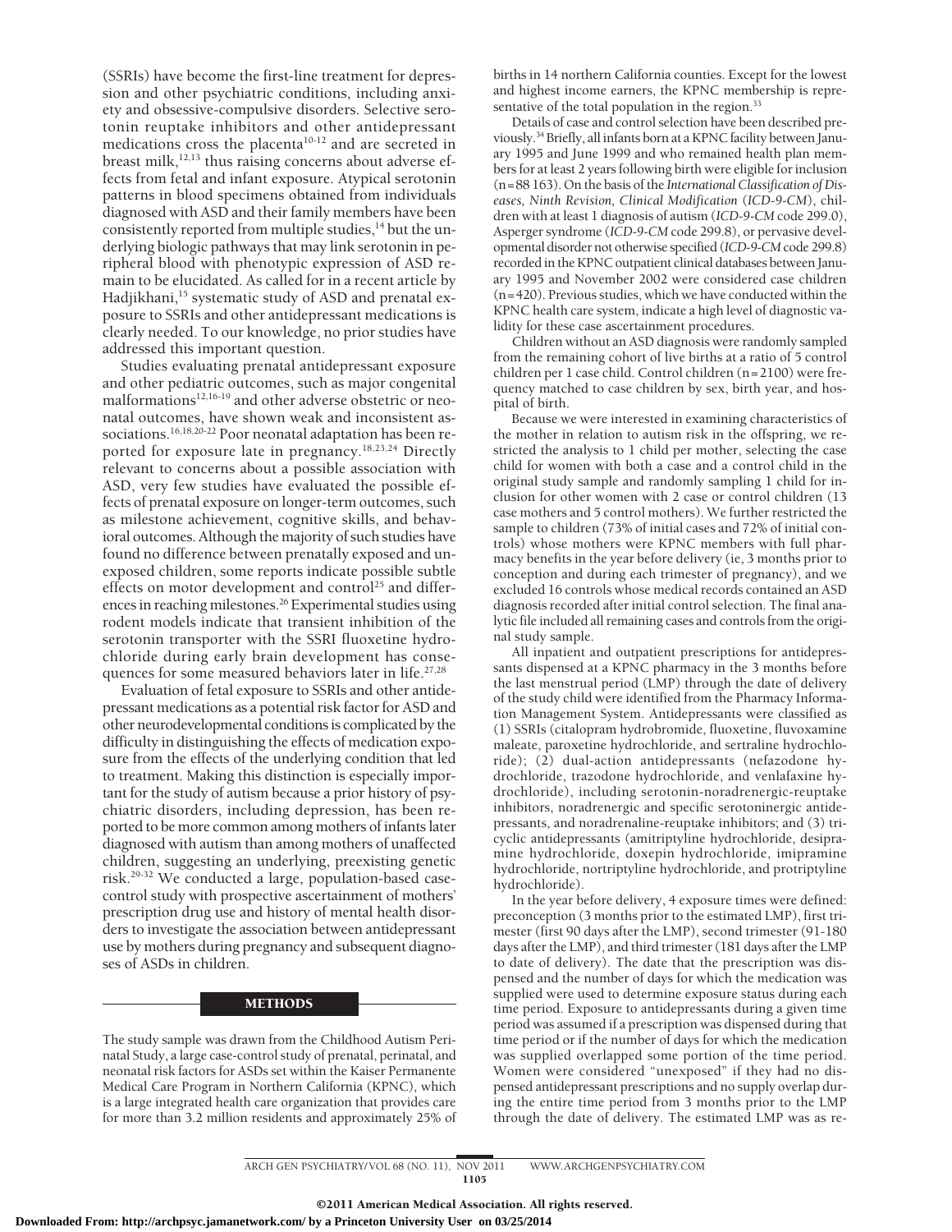(SSRIs) have become the first-line treatment for depression and other psychiatric conditions, including anxiety and obsessive-compulsive disorders. Selective serotonin reuptake inhibitors and other antidepressant medications cross the placenta[10-12] and are secreted in breast milk,[12,13] thus raising concerns about adverse effects from fetal and infant exposure. Atypical serotonin patterns in blood specimens obtained from individuals diagnosed with ASD and their family members have been consistently reported from multiple studies,[14] but the underlying biologic pathways that may link serotonin in peripheral blood with phenotypic expression of ASD remain to be elucidated. As called for in a recent article by Hadjikhani,[15] systematic study of ASD and prenatal exposure to SSRIs and other antidepressant medications is clearly needed. To our knowledge, no prior studies have addressed this important question.

Studies evaluating prenatal antidepressant exposure and other pediatric outcomes, such as major congenital malformations[12,16-19] and other adverse obstetric or neonatal outcomes, have shown weak and inconsistent associations.[16,18,20-22] Poor neonatal adaptation has been reported for exposure late in pregnancy.[18,23,24] Directly relevant to concerns about a possible association with ASD, very few studies have evaluated the possible effects of prenatal exposure on longer-term outcomes, such as milestone achievement, cognitive skills, and behavioral outcomes. Although the majority of such studies have found no difference between prenatally exposed and unexposed children, some reports indicate possible subtle effects on motor development and control[25] and differences in reaching milestones.[26] Experimental studies using rodent models indicate that transient inhibition of the serotonin transporter with the SSRI fluoxetine hydrochloride during early brain development has consequences for some measured behaviors later in life.[27,28]

Evaluation of fetal exposure to SSRIs and other antidepressant medications as a potential risk factor for ASD and other neurodevelopmental conditions is complicated by the difficulty in distinguishing the effects of medication exposure from the effects of the underlying condition that led to treatment. Making this distinction is especially important for the study of autism because a prior history of psychiatric disorders, including depression, has been reported to be more common among mothers of infants later diagnosed with autism than among mothers of unaffected children, suggesting an underlying, preexisting genetic risk.[29-32] We conducted a large, population-based case-control study with prospective ascertainment of mothers' prescription drug use and history of mental health disorders to investigate the association between antidepressant use by mothers during pregnancy and subsequent diagnoses of ASDs in children.

## METHODS

The study sample was drawn from the Childhood Autism Perinatal Study, a large case-control study of prenatal, perinatal, and neonatal risk factors for ASDs set within the Kaiser Permanente Medical Care Program in Northern California (KPNC), which is a large integrated health care organization that provides care for more than 3.2 million residents and approximately 25% of births in 14 northern California counties. Except for the lowest and highest income earners, the KPNC membership is representative of the total population in the region.[33]

Details of case and control selection have been described previously.[34] Briefly, all infants born at a KPNC facility between January 1995 and June 1999 and who remained health plan members for at least 2 years following birth were eligible for inclusion (n=88 163). On the basis of the *International Classification of Diseases, Ninth Revision, Clinical Modification* (*ICD-9-CM*), children with at least 1 diagnosis of autism (*ICD-9-CM* code 299.0), Asperger syndrome (*ICD-9-CM* code 299.8), or pervasive developmental disorder not otherwise specified (*ICD-9-CM* code 299.8) recorded in the KPNC outpatient clinical databases between January 1995 and November 2002 were considered case children (n=420). Previous studies, which we have conducted within the KPNC health care system, indicate a high level of diagnostic validity for these case ascertainment procedures.

Children without an ASD diagnosis were randomly sampled from the remaining cohort of live births at a ratio of 5 control children per 1 case child. Control children (n=2100) were frequency matched to case children by sex, birth year, and hospital of birth.

Because we were interested in examining characteristics of the mother in relation to autism risk in the offspring, we restricted the analysis to 1 child per mother, selecting the case child for women with both a case and a control child in the original study sample and randomly sampling 1 child for inclusion for other women with 2 case or control children (13 case mothers and 5 control mothers). We further restricted the sample to children (73% of initial cases and 72% of initial controls) whose mothers were KPNC members with full pharmacy benefits in the year before delivery (ie, 3 months prior to conception and during each trimester of pregnancy), and we excluded 16 controls whose medical records contained an ASD diagnosis recorded after initial control selection. The final analytic file included all remaining cases and controls from the original study sample.

All inpatient and outpatient prescriptions for antidepressants dispensed at a KPNC pharmacy in the 3 months before the last menstrual period (LMP) through the date of delivery of the study child were identified from the Pharmacy Information Management System. Antidepressants were classified as (1) SSRIs (citalopram hydrobromide, fluoxetine, fluvoxamine maleate, paroxetine hydrochloride, and sertraline hydrochloride); (2) dual-action antidepressants (nefazodone hydrochloride, trazodone hydrochloride, and venlafaxine hydrochloride), including serotonin-noradrenergic-reuptake inhibitors, noradrenergic and specific serotoninergic antidepressants, and noradrenaline-reuptake inhibitors; and (3) tricyclic antidepressants (amitriptyline hydrochloride, desipramine hydrochloride, doxepin hydrochloride, imipramine hydrochloride, nortriptyline hydrochloride, and protriptyline hydrochloride).

In the year before delivery, 4 exposure times were defined: preconception (3 months prior to the estimated LMP), first trimester (first 90 days after the LMP), second trimester (91-180 days after the LMP), and third trimester (181 days after the LMP to date of delivery). The date that the prescription was dispensed and the number of days for which the medication was supplied were used to determine exposure status during each time period. Exposure to antidepressants during a given time period was assumed if a prescription was dispensed during that time period or if the number of days for which the medication was supplied overlapped some portion of the time period. Women were considered "unexposed" if they had no dispensed antidepressant prescriptions and no supply overlap during the entire time period from 3 months prior to the LMP through the date of delivery. The estimated LMP was as re-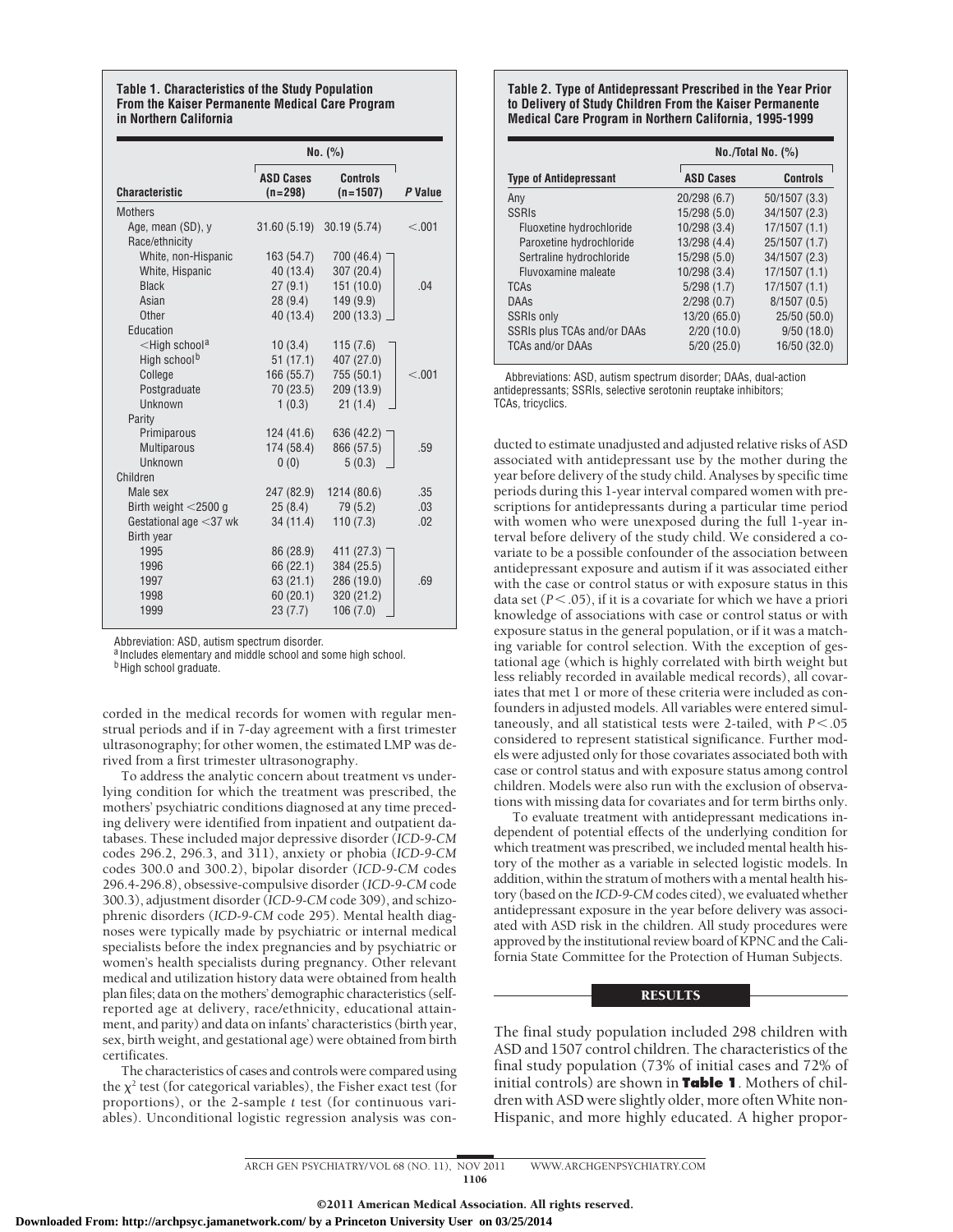**Table 1. Characteristics of the Study Population From the Kaiser Permanente Medical Care Program in Northern California**

| Characteristic | No. (%) ASD Cases (n=298) | No. (%) Controls (n=1507) | P Value |
|---|---|---|---|
| Mothers | | | |
| Age, mean (SD), y | 31.60 (5.19) | 30.19 (5.74) | <.001 |
| Race/ethnicity | | | |
| White, non-Hispanic | 163 (54.7) | 700 (46.4) | .04 |
| White, Hispanic | 40 (13.4) | 307 (20.4) | |
| Black | 27 (9.1) | 151 (10.0) | |
| Asian | 28 (9.4) | 149 (9.9) | |
| Other | 40 (13.4) | 200 (13.3) | |
| Education | | | |
| <High school[a] | 10 (3.4) | 115 (7.6) | <.001 |
| High school[b] | 51 (17.1) | 407 (27.0) | |
| College | 166 (55.7) | 755 (50.1) | |
| Postgraduate | 70 (23.5) | 209 (13.9) | |
| Unknown | 1 (0.3) | 21 (1.4) | |
| Parity | | | |
| Primiparous | 124 (41.6) | 636 (42.2) | .59 |
| Multiparous | 174 (58.4) | 866 (57.5) | |
| Unknown | 0 (0) | 5 (0.3) | |
| Children | | | |
| Male sex | 247 (82.9) | 1214 (80.6) | .35 |
| Birth weight <2500 g | 25 (8.4) | 79 (5.2) | .03 |
| Gestational age <37 wk | 34 (11.4) | 110 (7.3) | .02 |
| Birth year | | | |
| 1995 | 86 (28.9) | 411 (27.3) | .69 |
| 1996 | 66 (22.1) | 384 (25.5) | |
| 1997 | 63 (21.1) | 286 (19.0) | |
| 1998 | 60 (20.1) | 320 (21.2) | |
| 1999 | 23 (7.7) | 106 (7.0) | |

Abbreviation: ASD, autism spectrum disorder.
[a] Includes elementary and middle school and some high school.
[b] High school graduate.

corded in the medical records for women with regular menstrual periods and if in 7-day agreement with a first trimester ultrasonography; for other women, the estimated LMP was derived from a first trimester ultrasonography.

To address the analytic concern about treatment vs underlying condition for which the treatment was prescribed, the mothers' psychiatric conditions diagnosed at any time preceding delivery were identified from inpatient and outpatient databases. These included major depressive disorder (*ICD-9-CM* codes 296.2, 296.3, and 311), anxiety or phobia (*ICD-9-CM* codes 300.0 and 300.2), bipolar disorder (*ICD-9-CM* codes 296.4-296.8), obsessive-compulsive disorder (*ICD-9-CM* code 300.3), adjustment disorder (*ICD-9-CM* code 309), and schizophrenic disorders (*ICD-9-CM* code 295). Mental health diagnoses were typically made by psychiatric or internal medical specialists before the index pregnancies and by psychiatric or women's health specialists during pregnancy. Other relevant medical and utilization history data were obtained from health plan files; data on the mothers' demographic characteristics (self-reported age at delivery, race/ethnicity, educational attainment, and parity) and data on infants' characteristics (birth year, sex, birth weight, and gestational age) were obtained from birth certificates.

The characteristics of cases and controls were compared using the $\chi^2$ test (for categorical variables), the Fisher exact test (for proportions), or the 2-sample *t* test (for continuous variables). Unconditional logistic regression analysis was conducted to estimate unadjusted and adjusted relative risks of ASD associated with antidepressant use by the mother during the year before delivery of the study child. Analyses by specific time periods during this 1-year interval compared women with prescriptions for antidepressants during a particular time period with women who were unexposed during the full 1-year interval before delivery of the study child. We considered a covariate to be a possible confounder of the association between antidepressant exposure and autism if it was associated either with the case or control status or with exposure status in this data set ($P<.05$), if it is a covariate for which we have a priori knowledge of associations with case or control status or with exposure status in the general population, or if it was a matching variable for control selection. With the exception of gestational age (which is highly correlated with birth weight but less reliably recorded in available medical records), all covariates that met 1 or more of these criteria were included as confounders in adjusted models. All variables were entered simultaneously, and all statistical tests were 2-tailed, with $P<.05$ considered to represent statistical significance. Further models were adjusted only for those covariates associated both with case or control status and with exposure status among control children. Models were also run with the exclusion of observations with missing data for covariates and for term births only.

To evaluate treatment with antidepressant medications independent of potential effects of the underlying condition for which treatment was prescribed, we included mental health history of the mother as a variable in selected logistic models. In addition, within the stratum of mothers with a mental health history (based on the *ICD-9-CM* codes cited), we evaluated whether antidepressant exposure in the year before delivery was associated with ASD risk in the children. All study procedures were approved by the institutional review board of KPNC and the California State Committee for the Protection of Human Subjects.

**Table 2. Type of Antidepressant Prescribed in the Year Prior to Delivery of Study Children From the Kaiser Permanente Medical Care Program in Northern California, 1995-1999**

| Type of Antidepressant | No./Total No. (%) ASD Cases | No./Total No. (%) Controls |
|---|---|---|
| Any | 20/298 (6.7) | 50/1507 (3.3) |
| SSRIs | 15/298 (5.0) | 34/1507 (2.3) |
| Fluoxetine hydrochloride | 10/298 (3.4) | 17/1507 (1.1) |
| Paroxetine hydrochloride | 13/298 (4.4) | 25/1507 (1.7) |
| Sertraline hydrochloride | 15/298 (5.0) | 34/1507 (2.3) |
| Fluvoxamine maleate | 10/298 (3.4) | 17/1507 (1.1) |
| TCAs | 5/298 (1.7) | 17/1507 (1.1) |
| DAAs | 2/298 (0.7) | 8/1507 (0.5) |
| SSRIs only | 13/20 (65.0) | 25/50 (50.0) |
| SSRIs plus TCAs and/or DAAs | 2/20 (10.0) | 9/50 (18.0) |
| TCAs and/or DAAs | 5/20 (25.0) | 16/50 (32.0) |

Abbreviations: ASD, autism spectrum disorder; DAAs, dual-action antidepressants; SSRIs, selective serotonin reuptake inhibitors; TCAs, tricyclics.

## RESULTS

The final study population included 298 children with ASD and 1507 control children. The characteristics of the final study population (73% of initial cases and 72% of initial controls) are shown in **Table 1**. Mothers of children with ASD were slightly older, more often White non-Hispanic, and more highly educated. A higher propor-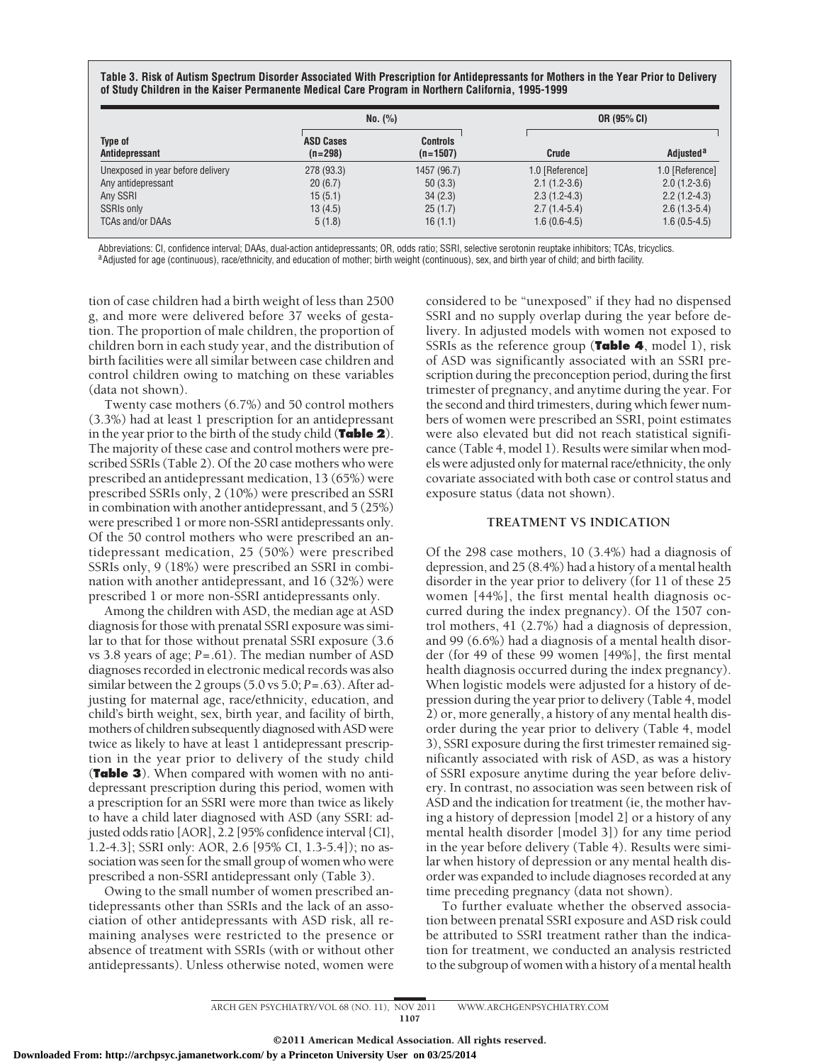**Table 3. Risk of Autism Spectrum Disorder Associated With Prescription for Antidepressants for Mothers in the Year Prior to Delivery of Study Children in the Kaiser Permanente Medical Care Program in Northern California, 1995-1999**

| Type of Antidepressant | No. (%) | | OR (95% CI) | |
|---|---|---|---|---|
| | ASD Cases (n=298) | Controls (n=1507) | Crude | Adjusted[a] |
| Unexposed in year before delivery | 278 (93.3) | 1457 (96.7) | 1.0 [Reference] | 1.0 [Reference] |
| Any antidepressant | 20 (6.7) | 50 (3.3) | 2.1 (1.2-3.6) | 2.0 (1.2-3.6) |
| Any SSRI | 15 (5.1) | 34 (2.3) | 2.3 (1.2-4.3) | 2.2 (1.2-4.3) |
| SSRIs only | 13 (4.5) | 25 (1.7) | 2.7 (1.4-5.4) | 2.6 (1.3-5.4) |
| TCAs and/or DAAs | 5 (1.8) | 16 (1.1) | 1.6 (0.6-4.5) | 1.6 (0.5-4.5) |

Abbreviations: CI, confidence interval; DAAs, dual-action antidepressants; OR, odds ratio; SSRI, selective serotonin reuptake inhibitors; TCAs, tricyclics.
[a]Adjusted for age (continuous), race/ethnicity, and education of mother; birth weight (continuous), sex, and birth year of child; and birth facility.

tion of case children had a birth weight of less than 2500 g, and more were delivered before 37 weeks of gestation. The proportion of male children, the proportion of children born in each study year, and the distribution of birth facilities were all similar between case children and control children owing to matching on these variables (data not shown).

Twenty case mothers (6.7%) and 50 control mothers (3.3%) had at least 1 prescription for an antidepressant in the year prior to the birth of the study child (**Table 2**). The majority of these case and control mothers were prescribed SSRIs (Table 2). Of the 20 case mothers who were prescribed an antidepressant medication, 13 (65%) were prescribed SSRIs only, 2 (10%) were prescribed an SSRI in combination with another antidepressant, and 5 (25%) were prescribed 1 or more non-SSRI antidepressants only. Of the 50 control mothers who were prescribed an antidepressant medication, 25 (50%) were prescribed SSRIs only, 9 (18%) were prescribed an SSRI in combination with another antidepressant, and 16 (32%) were prescribed 1 or more non-SSRI antidepressants only.

Among the children with ASD, the median age at ASD diagnosis for those with prenatal SSRI exposure was similar to that for those without prenatal SSRI exposure (3.6 vs 3.8 years of age; *P*=.61). The median number of ASD diagnoses recorded in electronic medical records was also similar between the 2 groups (5.0 vs 5.0; *P*=.63). After adjusting for maternal age, race/ethnicity, education, and child's birth weight, sex, birth year, and facility of birth, mothers of children subsequently diagnosed with ASD were twice as likely to have at least 1 antidepressant prescription in the year prior to delivery of the study child (**Table 3**). When compared with women with no antidepressant prescription during this period, women with a prescription for an SSRI were more than twice as likely to have a child later diagnosed with ASD (any SSRI: adjusted odds ratio [AOR], 2.2 [95% confidence interval {CI}, 1.2-4.3]; SSRI only: AOR, 2.6 [95% CI, 1.3-5.4]); no association was seen for the small group of women who were prescribed a non-SSRI antidepressant only (Table 3).

Owing to the small number of women prescribed antidepressants other than SSRIs and the lack of an association of other antidepressants with ASD risk, all remaining analyses were restricted to the presence or absence of treatment with SSRIs (with or without other antidepressants). Unless otherwise noted, women were considered to be "unexposed" if they had no dispensed SSRI and no supply overlap during the year before delivery. In adjusted models with women not exposed to SSRIs as the reference group (**Table 4**, model 1), risk of ASD was significantly associated with an SSRI prescription during the preconception period, during the first trimester of pregnancy, and anytime during the year. For the second and third trimesters, during which fewer numbers of women were prescribed an SSRI, point estimates were also elevated but did not reach statistical significance (Table 4, model 1). Results were similar when models were adjusted only for maternal race/ethnicity, the only covariate associated with both case or control status and exposure status (data not shown).

### TREATMENT VS INDICATION

Of the 298 case mothers, 10 (3.4%) had a diagnosis of depression, and 25 (8.4%) had a history of a mental health disorder in the year prior to delivery (for 11 of these 25 women [44%], the first mental health diagnosis occurred during the index pregnancy). Of the 1507 control mothers, 41 (2.7%) had a diagnosis of depression, and 99 (6.6%) had a diagnosis of a mental health disorder (for 49 of these 99 women [49%], the first mental health diagnosis occurred during the index pregnancy). When logistic models were adjusted for a history of depression during the year prior to delivery (Table 4, model 2) or, more generally, a history of any mental health disorder during the year prior to delivery (Table 4, model 3), SSRI exposure during the first trimester remained significantly associated with risk of ASD, as was a history of SSRI exposure anytime during the year before delivery. In contrast, no association was seen between risk of ASD and the indication for treatment (ie, the mother having a history of depression [model 2] or a history of any mental health disorder [model 3]) for any time period in the year before delivery (Table 4). Results were similar when history of depression or any mental health disorder was expanded to include diagnoses recorded at any time preceding pregnancy (data not shown).

To further evaluate whether the observed association between prenatal SSRI exposure and ASD risk could be attributed to SSRI treatment rather than the indication for treatment, we conducted an analysis restricted to the subgroup of women with a history of a mental health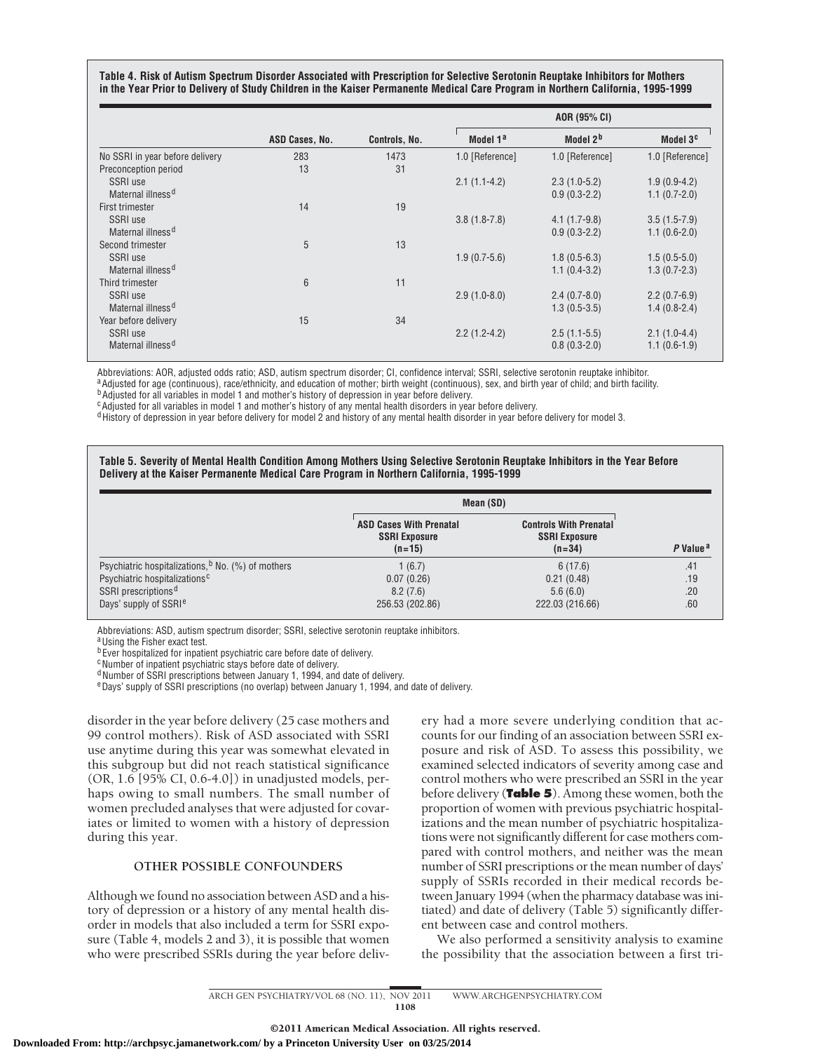**Table 4. Risk of Autism Spectrum Disorder Associated with Prescription for Selective Serotonin Reuptake Inhibitors for Mothers in the Year Prior to Delivery of Study Children in the Kaiser Permanente Medical Care Program in Northern California, 1995-1999**

| | ASD Cases, No. | Controls, No. | AOR (95% CI) | | |
|---|---|---|---|---|---|
| | | | Model 1[a] | Model 2[b] | Model 3[c] |
| No SSRI in year before delivery | 283 | 1473 | 1.0 [Reference] | 1.0 [Reference] | 1.0 [Reference] |
| Preconception period | 13 | 31 | | | |
| SSRI use | | | 2.1 (1.1-4.2) | 2.3 (1.0-5.2) | 1.9 (0.9-4.2) |
| Maternal illness[d] | | | | 0.9 (0.3-2.2) | 1.1 (0.7-2.0) |
| First trimester | 14 | 19 | | | |
| SSRI use | | | 3.8 (1.8-7.8) | 4.1 (1.7-9.8) | 3.5 (1.5-7.9) |
| Maternal illness[d] | | | | 0.9 (0.3-2.2) | 1.1 (0.6-2.0) |
| Second trimester | 5 | 13 | | | |
| SSRI use | | | 1.9 (0.7-5.6) | 1.8 (0.5-6.3) | 1.5 (0.5-5.0) |
| Maternal illness[d] | | | | 1.1 (0.4-3.2) | 1.3 (0.7-2.3) |
| Third trimester | 6 | 11 | | | |
| SSRI use | | | 2.9 (1.0-8.0) | 2.4 (0.7-8.0) | 2.2 (0.7-6.9) |
| Maternal illness[d] | | | | 1.3 (0.5-3.5) | 1.4 (0.8-2.4) |
| Year before delivery | 15 | 34 | | | |
| SSRI use | | | 2.2 (1.2-4.2) | 2.5 (1.1-5.5) | 2.1 (1.0-4.4) |
| Maternal illness[d] | | | | 0.8 (0.3-2.0) | 1.1 (0.6-1.9) |

Abbreviations: AOR, adjusted odds ratio; ASD, autism spectrum disorder; CI, confidence interval; SSRI, selective serotonin reuptake inhibitor.
[a] Adjusted for age (continuous), race/ethnicity, and education of mother; birth weight (continuous), sex, and birth year of child; and birth facility.
[b] Adjusted for all variables in model 1 and mother's history of depression in year before delivery.
[c] Adjusted for all variables in model 1 and mother's history of any mental health disorders in year before delivery.
[d] History of depression in year before delivery for model 2 and history of any mental health disorder in year before delivery for model 3.

**Table 5. Severity of Mental Health Condition Among Mothers Using Selective Serotonin Reuptake Inhibitors in the Year Before Delivery at the Kaiser Permanente Medical Care Program in Northern California, 1995-1999**

| | Mean (SD) | | |
|---|---|---|---|
| | ASD Cases With Prenatal SSRI Exposure (n=15) | Controls With Prenatal SSRI Exposure (n=34) | *P* Value[a] |
| Psychiatric hospitalizations,[b] No. (%) of mothers | 1 (6.7) | 6 (17.6) | .41 |
| Psychiatric hospitalizations[c] | 0.07 (0.26) | 0.21 (0.48) | .19 |
| SSRI prescriptions[d] | 8.2 (7.6) | 5.6 (6.0) | .20 |
| Days' supply of SSRI[e] | 256.53 (202.86) | 222.03 (216.66) | .60 |

Abbreviations: ASD, autism spectrum disorder; SSRI, selective serotonin reuptake inhibitors.
[a] Using the Fisher exact test.
[b] Ever hospitalized for inpatient psychiatric care before date of delivery.
[c] Number of inpatient psychiatric stays before date of delivery.
[d] Number of SSRI prescriptions between January 1, 1994, and date of delivery.
[e] Days' supply of SSRI prescriptions (no overlap) between January 1, 1994, and date of delivery.

disorder in the year before delivery (25 case mothers and 99 control mothers). Risk of ASD associated with SSRI use anytime during this year was somewhat elevated in this subgroup but did not reach statistical significance (OR, 1.6 [95% CI, 0.6-4.0]) in unadjusted models, perhaps owing to small numbers. The small number of women precluded analyses that were adjusted for covariates or limited to women with a history of depression during this year.

### OTHER POSSIBLE CONFOUNDERS

Although we found no association between ASD and a history of depression or a history of any mental health disorder in models that also included a term for SSRI exposure (Table 4, models 2 and 3), it is possible that women who were prescribed SSRIs during the year before delivery had a more severe underlying condition that accounts for our finding of an association between SSRI exposure and risk of ASD. To assess this possibility, we examined selected indicators of severity among case and control mothers who were prescribed an SSRI in the year before delivery (**Table 5**). Among these women, both the proportion of women with previous psychiatric hospitalizations and the mean number of psychiatric hospitalizations were not significantly different for case mothers compared with control mothers, and neither was the mean number of SSRI prescriptions or the mean number of days' supply of SSRIs recorded in their medical records between January 1994 (when the pharmacy database was initiated) and date of delivery (Table 5) significantly different between case and control mothers.

We also performed a sensitivity analysis to examine the possibility that the association between a first tri-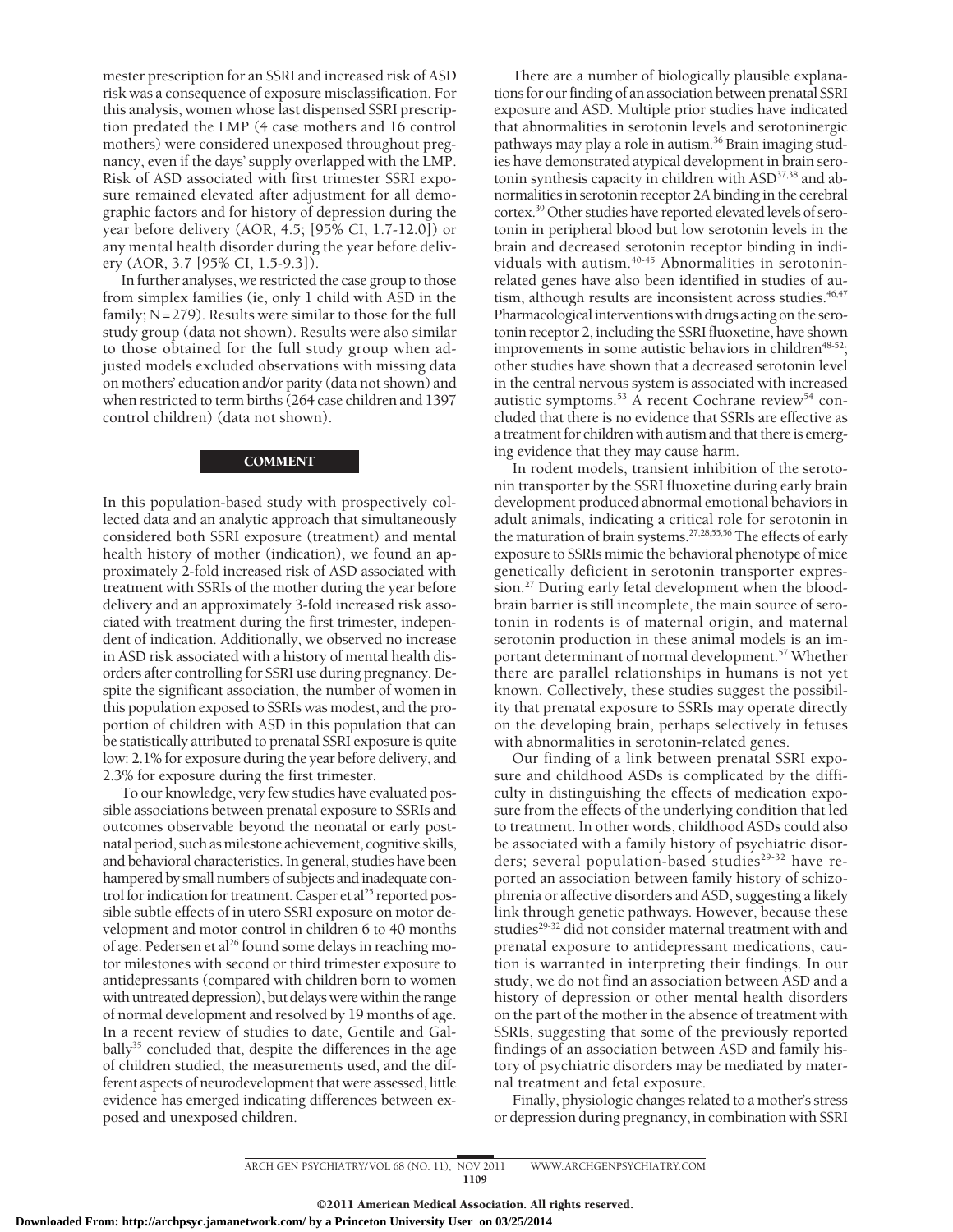mester prescription for an SSRI and increased risk of ASD risk was a consequence of exposure misclassification. For this analysis, women whose last dispensed SSRI prescription predated the LMP (4 case mothers and 16 control mothers) were considered unexposed throughout pregnancy, even if the days' supply overlapped with the LMP. Risk of ASD associated with first trimester SSRI exposure remained elevated after adjustment for all demographic factors and for history of depression during the year before delivery (AOR, 4.5; [95% CI, 1.7-12.0]) or any mental health disorder during the year before delivery (AOR, 3.7 [95% CI, 1.5-9.3]).

In further analyses, we restricted the case group to those from simplex families (ie, only 1 child with ASD in the family; N=279). Results were similar to those for the full study group (data not shown). Results were also similar to those obtained for the full study group when adjusted models excluded observations with missing data on mothers' education and/or parity (data not shown) and when restricted to term births (264 case children and 1397 control children) (data not shown).

## COMMENT

In this population-based study with prospectively collected data and an analytic approach that simultaneously considered both SSRI exposure (treatment) and mental health history of mother (indication), we found an approximately 2-fold increased risk of ASD associated with treatment with SSRIs of the mother during the year before delivery and an approximately 3-fold increased risk associated with treatment during the first trimester, independent of indication. Additionally, we observed no increase in ASD risk associated with a history of mental health disorders after controlling for SSRI use during pregnancy. Despite the significant association, the number of women in this population exposed to SSRIs was modest, and the proportion of children with ASD in this population that can be statistically attributed to prenatal SSRI exposure is quite low: 2.1% for exposure during the year before delivery, and 2.3% for exposure during the first trimester.

To our knowledge, very few studies have evaluated possible associations between prenatal exposure to SSRIs and outcomes observable beyond the neonatal or early postnatal period, such as milestone achievement, cognitive skills, and behavioral characteristics. In general, studies have been hampered by small numbers of subjects and inadequate control for indication for treatment. Casper et al[25] reported possible subtle effects of in utero SSRI exposure on motor development and motor control in children 6 to 40 months of age. Pedersen et al[26] found some delays in reaching motor milestones with second or third trimester exposure to antidepressants (compared with children born to women with untreated depression), but delays were within the range of normal development and resolved by 19 months of age. In a recent review of studies to date, Gentile and Galbally[35] concluded that, despite the differences in the age of children studied, the measurements used, and the different aspects of neurodevelopment that were assessed, little evidence has emerged indicating differences between exposed and unexposed children.

There are a number of biologically plausible explanations for our finding of an association between prenatal SSRI exposure and ASD. Multiple prior studies have indicated that abnormalities in serotonin levels and serotoninergic pathways may play a role in autism.[36] Brain imaging studies have demonstrated atypical development in brain serotonin synthesis capacity in children with ASD[37,38] and abnormalities in serotonin receptor 2A binding in the cerebral cortex.[39] Other studies have reported elevated levels of serotonin in peripheral blood but low serotonin levels in the brain and decreased serotonin receptor binding in individuals with autism.[40-45] Abnormalities in serotonin-related genes have also been identified in studies of autism, although results are inconsistent across studies.[46,47] Pharmacological interventions with drugs acting on the serotonin receptor 2, including the SSRI fluoxetine, have shown improvements in some autistic behaviors in children[48-52]; other studies have shown that a decreased serotonin level in the central nervous system is associated with increased autistic symptoms.[53] A recent Cochrane review[54] concluded that there is no evidence that SSRIs are effective as a treatment for children with autism and that there is emerging evidence that they may cause harm.

In rodent models, transient inhibition of the serotonin transporter by the SSRI fluoxetine during early brain development produced abnormal emotional behaviors in adult animals, indicating a critical role for serotonin in the maturation of brain systems.[27,28,55,56] The effects of early exposure to SSRIs mimic the behavioral phenotype of mice genetically deficient in serotonin transporter expression.[27] During early fetal development when the blood-brain barrier is still incomplete, the main source of serotonin in rodents is of maternal origin, and maternal serotonin production in these animal models is an important determinant of normal development.[57] Whether there are parallel relationships in humans is not yet known. Collectively, these studies suggest the possibility that prenatal exposure to SSRIs may operate directly on the developing brain, perhaps selectively in fetuses with abnormalities in serotonin-related genes.

Our finding of a link between prenatal SSRI exposure and childhood ASDs is complicated by the difficulty in distinguishing the effects of medication exposure from the effects of the underlying condition that led to treatment. In other words, childhood ASDs could also be associated with a family history of psychiatric disorders; several population-based studies[29-32] have reported an association between family history of schizophrenia or affective disorders and ASD, suggesting a likely link through genetic pathways. However, because these studies[29-32] did not consider maternal treatment with and prenatal exposure to antidepressant medications, caution is warranted in interpreting their findings. In our study, we do not find an association between ASD and a history of depression or other mental health disorders on the part of the mother in the absence of treatment with SSRIs, suggesting that some of the previously reported findings of an association between ASD and family history of psychiatric disorders may be mediated by maternal treatment and fetal exposure.

Finally, physiologic changes related to a mother's stress or depression during pregnancy, in combination with SSRI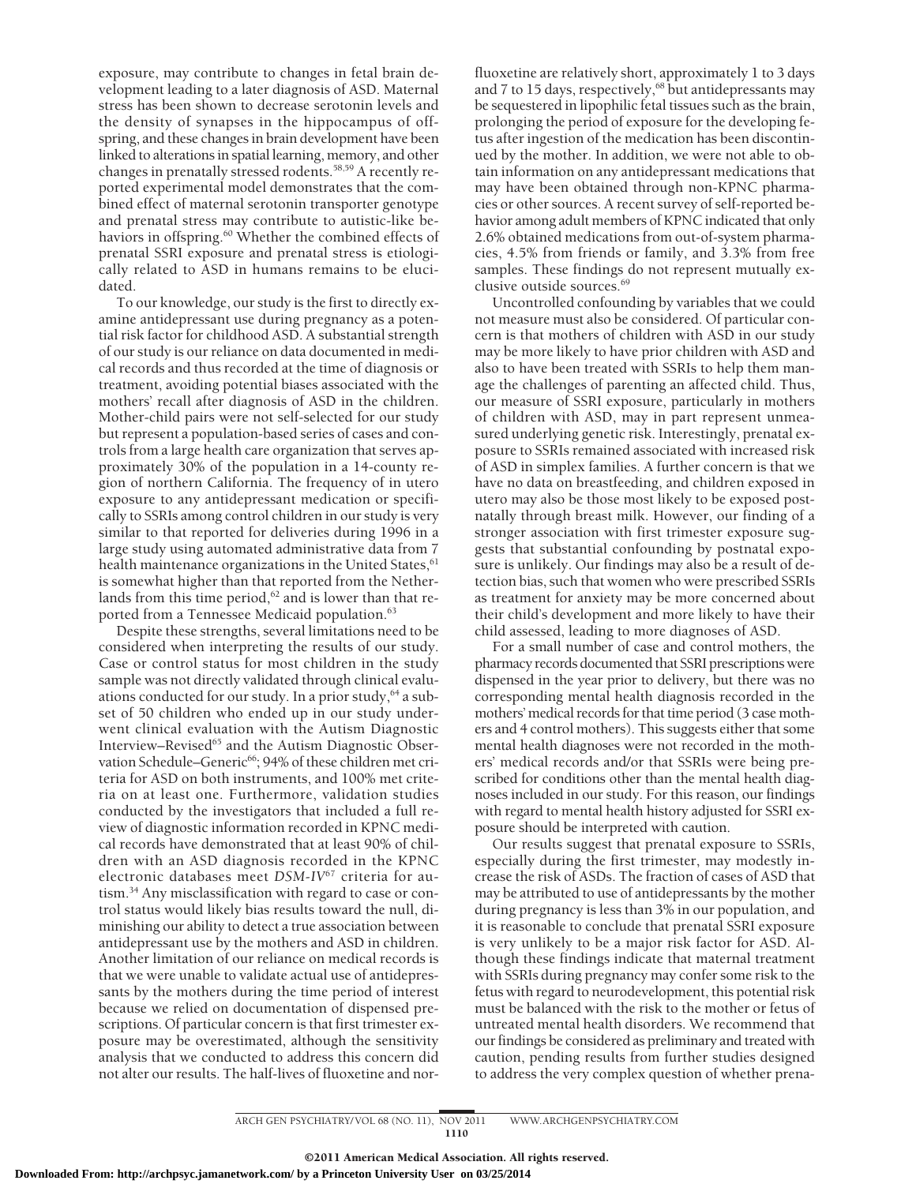exposure, may contribute to changes in fetal brain development leading to a later diagnosis of ASD. Maternal stress has been shown to decrease serotonin levels and the density of synapses in the hippocampus of offspring, and these changes in brain development have been linked to alterations in spatial learning, memory, and other changes in prenatally stressed rodents.[58,59] A recently reported experimental model demonstrates that the combined effect of maternal serotonin transporter genotype and prenatal stress may contribute to autistic-like behaviors in offspring.[60] Whether the combined effects of prenatal SSRI exposure and prenatal stress is etiologically related to ASD in humans remains to be elucidated.

To our knowledge, our study is the first to directly examine antidepressant use during pregnancy as a potential risk factor for childhood ASD. A substantial strength of our study is our reliance on data documented in medical records and thus recorded at the time of diagnosis or treatment, avoiding potential biases associated with the mothers' recall after diagnosis of ASD in the children. Mother-child pairs were not self-selected for our study but represent a population-based series of cases and controls from a large health care organization that serves approximately 30% of the population in a 14-county region of northern California. The frequency of in utero exposure to any antidepressant medication or specifically to SSRIs among control children in our study is very similar to that reported for deliveries during 1996 in a large study using automated administrative data from 7 health maintenance organizations in the United States,[61] is somewhat higher than that reported from the Netherlands from this time period,[62] and is lower than that reported from a Tennessee Medicaid population.[63]

Despite these strengths, several limitations need to be considered when interpreting the results of our study. Case or control status for most children in the study sample was not directly validated through clinical evaluations conducted for our study. In a prior study,[64] a subset of 50 children who ended up in our study underwent clinical evaluation with the Autism Diagnostic Interview–Revised[65] and the Autism Diagnostic Observation Schedule–Generic[66]; 94% of these children met criteria for ASD on both instruments, and 100% met criteria on at least one. Furthermore, validation studies conducted by the investigators that included a full review of diagnostic information recorded in KPNC medical records have demonstrated that at least 90% of children with an ASD diagnosis recorded in the KPNC electronic databases meet *DSM-IV*[67] criteria for autism.[34] Any misclassification with regard to case or control status would likely bias results toward the null, diminishing our ability to detect a true association between antidepressant use by the mothers and ASD in children. Another limitation of our reliance on medical records is that we were unable to validate actual use of antidepressants by the mothers during the time period of interest because we relied on documentation of dispensed prescriptions. Of particular concern is that first trimester exposure may be overestimated, although the sensitivity analysis that we conducted to address this concern did not alter our results. The half-lives of fluoxetine and norfluoxetine are relatively short, approximately 1 to 3 days and 7 to 15 days, respectively,[68] but antidepressants may be sequestered in lipophilic fetal tissues such as the brain, prolonging the period of exposure for the developing fetus after ingestion of the medication has been discontinued by the mother. In addition, we were not able to obtain information on any antidepressant medications that may have been obtained through non-KPNC pharmacies or other sources. A recent survey of self-reported behavior among adult members of KPNC indicated that only 2.6% obtained medications from out-of-system pharmacies, 4.5% from friends or family, and 3.3% from free samples. These findings do not represent mutually exclusive outside sources.[69]

Uncontrolled confounding by variables that we could not measure must also be considered. Of particular concern is that mothers of children with ASD in our study may be more likely to have prior children with ASD and also to have been treated with SSRIs to help them manage the challenges of parenting an affected child. Thus, our measure of SSRI exposure, particularly in mothers of children with ASD, may in part represent unmeasured underlying genetic risk. Interestingly, prenatal exposure to SSRIs remained associated with increased risk of ASD in simplex families. A further concern is that we have no data on breastfeeding, and children exposed in utero may also be those most likely to be exposed postnatally through breast milk. However, our finding of a stronger association with first trimester exposure suggests that substantial confounding by postnatal exposure is unlikely. Our findings may also be a result of detection bias, such that women who were prescribed SSRIs as treatment for anxiety may be more concerned about their child's development and more likely to have their child assessed, leading to more diagnoses of ASD.

For a small number of case and control mothers, the pharmacy records documented that SSRI prescriptions were dispensed in the year prior to delivery, but there was no corresponding mental health diagnosis recorded in the mothers' medical records for that time period (3 case mothers and 4 control mothers). This suggests either that some mental health diagnoses were not recorded in the mothers' medical records and/or that SSRIs were being prescribed for conditions other than the mental health diagnoses included in our study. For this reason, our findings with regard to mental health history adjusted for SSRI exposure should be interpreted with caution.

Our results suggest that prenatal exposure to SSRIs, especially during the first trimester, may modestly increase the risk of ASDs. The fraction of cases of ASD that may be attributed to use of antidepressants by the mother during pregnancy is less than 3% in our population, and it is reasonable to conclude that prenatal SSRI exposure is very unlikely to be a major risk factor for ASD. Although these findings indicate that maternal treatment with SSRIs during pregnancy may confer some risk to the fetus with regard to neurodevelopment, this potential risk must be balanced with the risk to the mother or fetus of untreated mental health disorders. We recommend that our findings be considered as preliminary and treated with caution, pending results from further studies designed to address the very complex question of whether prena-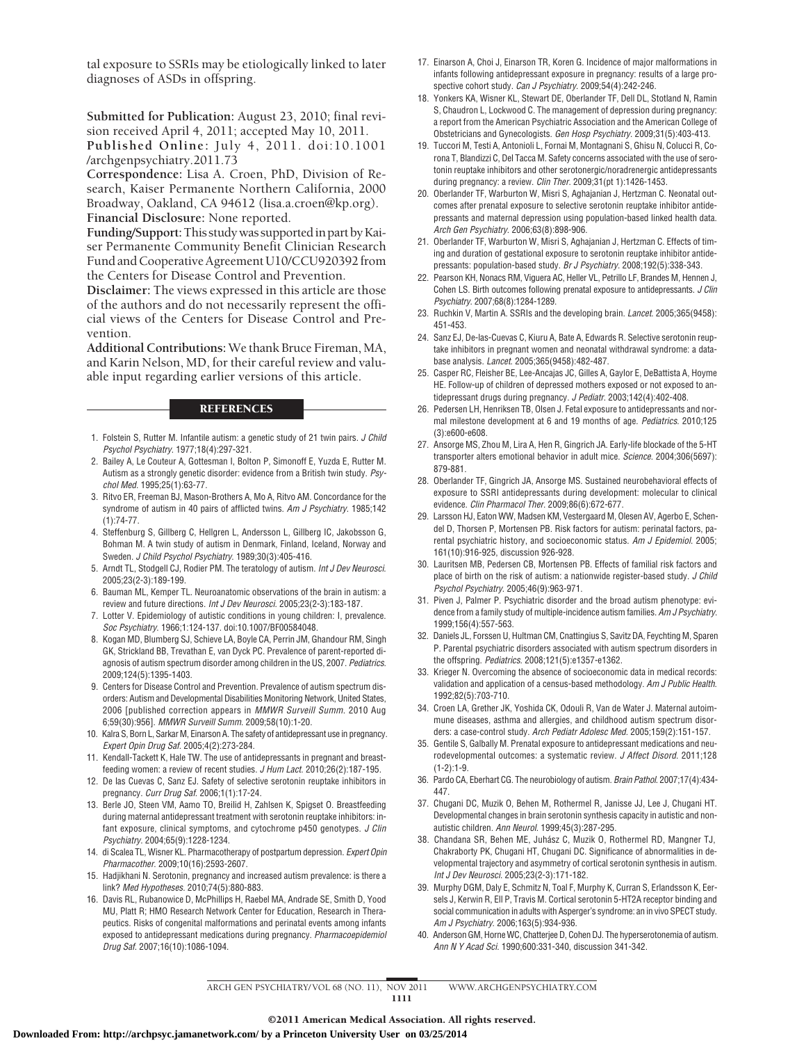tal exposure to SSRIs may be etiologically linked to later diagnoses of ASDs in offspring.

**Submitted for Publication:** August 23, 2010; final revision received April 4, 2011; accepted May 10, 2011.

**Published Online:** July 4, 2011. doi:10.1001/archgenpsychiatry.2011.73

**Correspondence:** Lisa A. Croen, PhD, Division of Research, Kaiser Permanente Northern California, 2000 Broadway, Oakland, CA 94612 (lisa.a.croen@kp.org).

**Financial Disclosure:** None reported.

**Funding/Support:** This study was supported in part by Kaiser Permanente Community Benefit Clinician Research Fund and Cooperative Agreement U10/CCU920392 from the Centers for Disease Control and Prevention.

**Disclaimer:** The views expressed in this article are those of the authors and do not necessarily represent the official views of the Centers for Disease Control and Prevention.

**Additional Contributions:** We thank Bruce Fireman, MA, and Karin Nelson, MD, for their careful review and valuable input regarding earlier versions of this article.

## REFERENCES

1. Folstein S, Rutter M. Infantile autism: a genetic study of 21 twin pairs. *J Child Psychol Psychiatry*. 1977;18(4):297-321.
2. Bailey A, Le Couteur A, Gottesman I, Bolton P, Simonoff E, Yuzda E, Rutter M. Autism as a strongly genetic disorder: evidence from a British twin study. *Psychol Med*. 1995;25(1):63-77.
3. Ritvo ER, Freeman BJ, Mason-Brothers A, Mo A, Ritvo AM. Concordance for the syndrome of autism in 40 pairs of afflicted twins. *Am J Psychiatry*. 1985;142(1):74-77.
4. Steffenburg S, Gillberg C, Hellgren L, Andersson L, Gillberg IC, Jakobsson G, Bohman M. A twin study of autism in Denmark, Finland, Iceland, Norway and Sweden. *J Child Psychol Psychiatry*. 1989;30(3):405-416.
5. Arndt TL, Stodgell CJ, Rodier PM. The teratology of autism. *Int J Dev Neurosci*. 2005;23(2-3):189-199.
6. Bauman ML, Kemper TL. Neuroanatomic observations of the brain in autism: a review and future directions. *Int J Dev Neurosci*. 2005;23(2-3):183-187.
7. Lotter V. Epidemiology of autistic conditions in young children: I, prevalence. *Soc Psychiatry*. 1966;1:124-137. doi:10.1007/BF00584048.
8. Kogan MD, Blumberg SJ, Schieve LA, Boyle CA, Perrin JM, Ghandour RM, Singh GK, Strickland BB, Trevathan E, van Dyck PC. Prevalence of parent-reported diagnosis of autism spectrum disorder among children in the US, 2007. *Pediatrics*. 2009;124(5):1395-1403.
9. Centers for Disease Control and Prevention. Prevalence of autism spectrum disorders: Autism and Developmental Disabilities Monitoring Network, United States, 2006 [published correction appears in *MMWR Surveill Summ*. 2010 Aug 6;59(30):956]. *MMWR Surveill Summ*. 2009;58(10):1-20.
10. Kalra S, Born L, Sarkar M, Einarson A. The safety of antidepressant use in pregnancy. *Expert Opin Drug Saf*. 2005;4(2):273-284.
11. Kendall-Tackett K, Hale TW. The use of antidepressants in pregnant and breastfeeding women: a review of recent studies. *J Hum Lact*. 2010;26(2):187-195.
12. De las Cuevas C, Sanz EJ. Safety of selective serotonin reuptake inhibitors in pregnancy. *Curr Drug Saf*. 2006;1(1):17-24.
13. Berle JO, Steen VM, Aamo TO, Breilid H, Zahlsen K, Spigset O. Breastfeeding during maternal antidepressant treatment with serotonin reuptake inhibitors: infant exposure, clinical symptoms, and cytochrome p450 genotypes. *J Clin Psychiatry*. 2004;65(9):1228-1234.
14. di Scalea TL, Wisner KL. Pharmacotherapy of postpartum depression. *Expert Opin Pharmacother*. 2009;10(16):2593-2607.
15. Hadjikhani N. Serotonin, pregnancy and increased autism prevalence: is there a link? *Med Hypotheses*. 2010;74(5):880-883.
16. Davis RL, Rubanowice D, McPhillips H, Raebel MA, Andrade SE, Smith D, Yood MU, Platt R; HMO Research Network Center for Education, Research in Therapeutics. Risks of congenital malformations and perinatal events among infants exposed to antidepressant medications during pregnancy. *Pharmacoepidemiol Drug Saf*. 2007;16(10):1086-1094.
17. Einarson A, Choi J, Einarson TR, Koren G. Incidence of major malformations in infants following antidepressant exposure in pregnancy: results of a large prospective cohort study. *Can J Psychiatry*. 2009;54(4):242-246.
18. Yonkers KA, Wisner KL, Stewart DE, Oberlander TF, Dell DL, Stotland N, Ramin S, Chaudron L, Lockwood C. The management of depression during pregnancy: a report from the American Psychiatric Association and the American College of Obstetricians and Gynecologists. *Gen Hosp Psychiatry*. 2009;31(5):403-413.
19. Tuccori M, Testi A, Antonioli L, Fornai M, Montagnani S, Ghisu N, Colucci R, Corona T, Blandizzi C, Del Tacca M. Safety concerns associated with the use of serotonin reuptake inhibitors and other serotonergic/noradrenergic antidepressants during pregnancy: a review. *Clin Ther*. 2009;31(pt 1):1426-1453.
20. Oberlander TF, Warburton W, Misri S, Aghajanian J, Hertzman C. Neonatal outcomes after prenatal exposure to selective serotonin reuptake inhibitor antidepressants and maternal depression using population-based linked health data. *Arch Gen Psychiatry*. 2006;63(8):898-906.
21. Oberlander TF, Warburton W, Misri S, Aghajanian J, Hertzman C. Effects of timing and duration of gestational exposure to serotonin reuptake inhibitor antidepressants: population-based study. *Br J Psychiatry*. 2008;192(5):338-343.
22. Pearson KH, Nonacs RM, Viguera AC, Heller VL, Petrillo LF, Brandes M, Hennen J, Cohen LS. Birth outcomes following prenatal exposure to antidepressants. *J Clin Psychiatry*. 2007;68(8):1284-1289.
23. Ruchkin V, Martin A. SSRIs and the developing brain. *Lancet*. 2005;365(9458):451-453.
24. Sanz EJ, De-las-Cuevas C, Kiuru A, Bate A, Edwards R. Selective serotonin reuptake inhibitors in pregnant women and neonatal withdrawal syndrome: a database analysis. *Lancet*. 2005;365(9458):482-487.
25. Casper RC, Fleisher BE, Lee-Ancajas JC, Gilles A, Gaylor E, DeBattista A, Hoyme HE. Follow-up of children of depressed mothers exposed or not exposed to antidepressant drugs during pregnancy. *J Pediatr*. 2003;142(4):402-408.
26. Pedersen LH, Henriksen TB, Olsen J. Fetal exposure to antidepressants and normal milestone development at 6 and 19 months of age. *Pediatrics*. 2010;125(3):e600-e608.
27. Ansorge MS, Zhou M, Lira A, Hen R, Gingrich JA. Early-life blockade of the 5-HT transporter alters emotional behavior in adult mice. *Science*. 2004;306(5697):879-881.
28. Oberlander TF, Gingrich JA, Ansorge MS. Sustained neurobehavioral effects of exposure to SSRI antidepressants during development: molecular to clinical evidence. *Clin Pharmacol Ther*. 2009;86(6):672-677.
29. Larsson HJ, Eaton WW, Madsen KM, Vestergaard M, Olesen AV, Agerbo E, Schendel D, Thorsen P, Mortensen PB. Risk factors for autism: perinatal factors, parental psychiatric history, and socioeconomic status. *Am J Epidemiol*. 2005;161(10):916-925, discussion 926-928.
30. Lauritsen MB, Pedersen CB, Mortensen PB. Effects of familial risk factors and place of birth on the risk of autism: a nationwide register-based study. *J Child Psychol Psychiatry*. 2005;46(9):963-971.
31. Piven J, Palmer P. Psychiatric disorder and the broad autism phenotype: evidence from a family study of multiple-incidence autism families. *Am J Psychiatry*. 1999;156(4):557-563.
32. Daniels JL, Forssen U, Hultman CM, Cnattingius S, Savitz DA, Feychting M, Sparen P. Parental psychiatric disorders associated with autism spectrum disorders in the offspring. *Pediatrics*. 2008;121(5):e1357-e1362.
33. Krieger N. Overcoming the absence of socioeconomic data in medical records: validation and application of a census-based methodology. *Am J Public Health*. 1992;82(5):703-710.
34. Croen LA, Grether JK, Yoshida CK, Odouli R, Van de Water J. Maternal autoimmune diseases, asthma and allergies, and childhood autism spectrum disorders: a case-control study. *Arch Pediatr Adolesc Med*. 2005;159(2):151-157.
35. Gentile S, Galbally M. Prenatal exposure to antidepressant medications and neurodevelopmental outcomes: a systematic review. *J Affect Disord*. 2011;128(1-2):1-9.
36. Pardo CA, Eberhart CG. The neurobiology of autism. *Brain Pathol*. 2007;17(4):434-447.
37. Chugani DC, Muzik O, Behen M, Rothermel R, Janisse JJ, Lee J, Chugani HT. Developmental changes in brain serotonin synthesis capacity in autistic and nonautistic children. *Ann Neurol*. 1999;45(3):287-295.
38. Chandana SR, Behen ME, Juhász C, Muzik O, Rothermel RD, Mangner TJ, Chakraborty PK, Chugani HT, Chugani DC. Significance of abnormalities in developmental trajectory and asymmetry of cortical serotonin synthesis in autism. *Int J Dev Neurosci*. 2005;23(2-3):171-182.
39. Murphy DGM, Daly E, Schmitz N, Toal F, Murphy K, Curran S, Erlandsson K, Eersels J, Kerwin R, Ell P, Travis M. Cortical serotonin 5-HT2A receptor binding and social communication in adults with Asperger's syndrome: an in vivo SPECT study. *Am J Psychiatry*. 2006;163(5):934-936.
40. Anderson GM, Horne WC, Chatterjee D, Cohen DJ. The hyperserotonemia of autism. *Ann N Y Acad Sci*. 1990;600:331-340, discussion 341-342.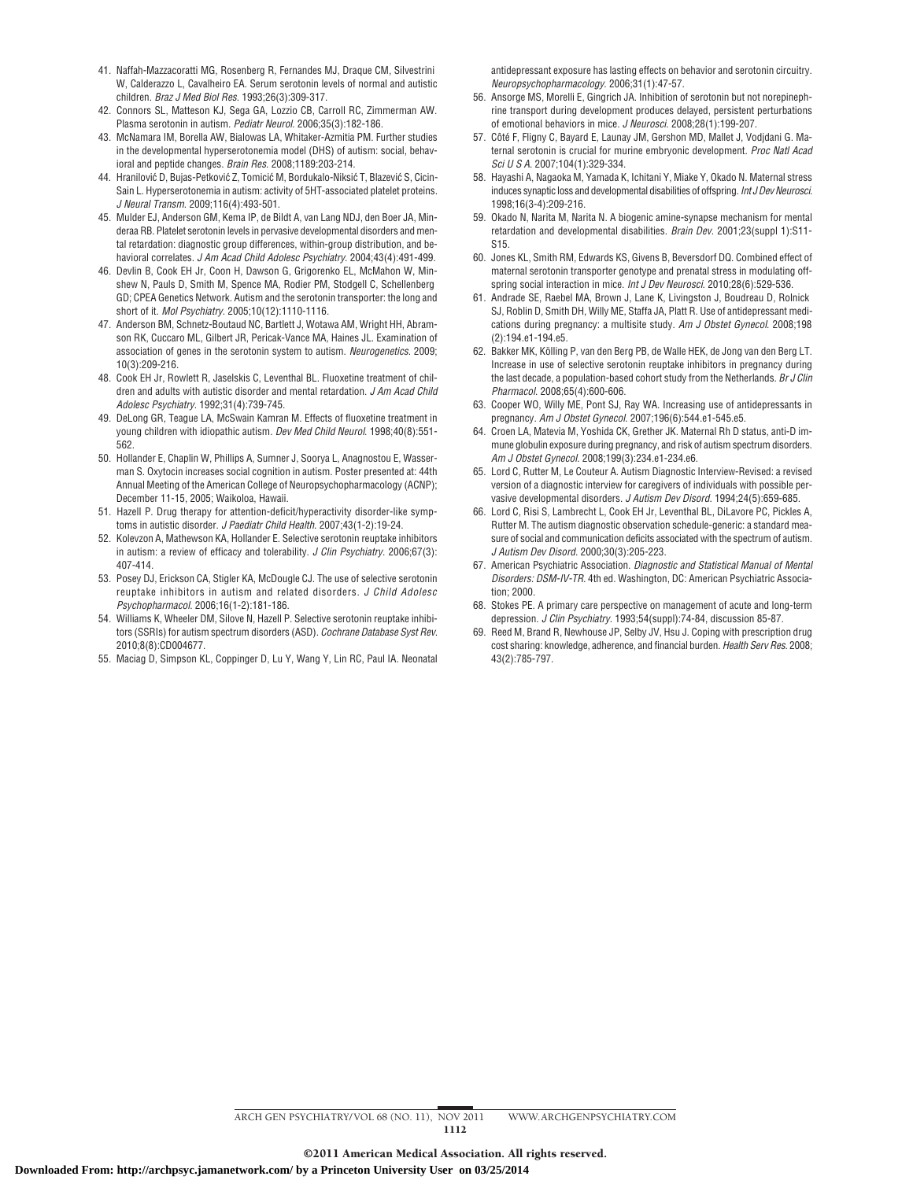41. Naffah-Mazzacoratti MG, Rosenberg R, Fernandes MJ, Draque CM, Silvestrini W, Calderazzo L, Cavalheiro EA. Serum serotonin levels of normal and autistic children. *Braz J Med Biol Res.* 1993;26(3):309-317.
42. Connors SL, Matteson KJ, Sega GA, Lozzio CB, Carroll RC, Zimmerman AW. Plasma serotonin in autism. *Pediatr Neurol.* 2006;35(3):182-186.
43. McNamara IM, Borella AW, Bialowas LA, Whitaker-Azmitia PM. Further studies in the developmental hyperserotonemia model (DHS) of autism: social, behavioral and peptide changes. *Brain Res.* 2008;1189:203-214.
44. Hranilović D, Bujas-Petković Z, Tomicić M, Bordukalo-Niksić T, Blazević S, Cicin-Sain L. Hyperserotonemia in autism: activity of 5HT-associated platelet proteins. *J Neural Transm.* 2009;116(4):493-501.
45. Mulder EJ, Anderson GM, Kema IP, de Bildt A, van Lang NDJ, den Boer JA, Minderaa RB. Platelet serotonin levels in pervasive developmental disorders and mental retardation: diagnostic group differences, within-group distribution, and behavioral correlates. *J Am Acad Child Adolesc Psychiatry.* 2004;43(4):491-499.
46. Devlin B, Cook EH Jr, Coon H, Dawson G, Grigorenko EL, McMahon W, Minshew N, Pauls D, Smith M, Spence MA, Rodier PM, Stodgell C, Schellenberg GD; CPEA Genetics Network. Autism and the serotonin transporter: the long and short of it. *Mol Psychiatry.* 2005;10(12):1110-1116.
47. Anderson BM, Schnetz-Boutaud NC, Bartlett J, Wotawa AM, Wright HH, Abramson RK, Cuccaro ML, Gilbert JR, Pericak-Vance MA, Haines JL. Examination of association of genes in the serotonin system to autism. *Neurogenetics.* 2009;10(3):209-216.
48. Cook EH Jr, Rowlett R, Jaselskis C, Leventhal BL. Fluoxetine treatment of children and adults with autistic disorder and mental retardation. *J Am Acad Child Adolesc Psychiatry.* 1992;31(4):739-745.
49. DeLong GR, Teague LA, McSwain Kamran M. Effects of fluoxetine treatment in young children with idiopathic autism. *Dev Med Child Neurol.* 1998;40(8):551-562.
50. Hollander E, Chaplin W, Phillips A, Sumner J, Soorya L, Anagnostou E, Wasserman S. Oxytocin increases social cognition in autism. Poster presented at: 44th Annual Meeting of the American College of Neuropsychopharmacology (ACNP); December 11-15, 2005; Waikoloa, Hawaii.
51. Hazell P. Drug therapy for attention-deficit/hyperactivity disorder-like symptoms in autistic disorder. *J Paediatr Child Health.* 2007;43(1-2):19-24.
52. Kolevzon A, Mathewson KA, Hollander E. Selective serotonin reuptake inhibitors in autism: a review of efficacy and tolerability. *J Clin Psychiatry.* 2006;67(3):407-414.
53. Posey DJ, Erickson CA, Stigler KA, McDougle CJ. The use of selective serotonin reuptake inhibitors in autism and related disorders. *J Child Adolesc Psychopharmacol.* 2006;16(1-2):181-186.
54. Williams K, Wheeler DM, Silove N, Hazell P. Selective serotonin reuptake inhibitors (SSRIs) for autism spectrum disorders (ASD). *Cochrane Database Syst Rev.* 2010;8(8):CD004677.
55. Maciag D, Simpson KL, Coppinger D, Lu Y, Wang Y, Lin RC, Paul IA. Neonatal antidepressant exposure has lasting effects on behavior and serotonin circuitry. *Neuropsychopharmacology.* 2006;31(1):47-57.
56. Ansorge MS, Morelli E, Gingrich JA. Inhibition of serotonin but not norepinephrine transport during development produces delayed, persistent perturbations of emotional behaviors in mice. *J Neurosci.* 2008;28(1):199-207.
57. Côté F, Fligny C, Bayard E, Launay JM, Gershon MD, Mallet J, Vodjdani G. Maternal serotonin is crucial for murine embryonic development. *Proc Natl Acad Sci U S A.* 2007;104(1):329-334.
58. Hayashi A, Nagaoka M, Yamada K, Ichitani Y, Miake Y, Okado N. Maternal stress induces synaptic loss and developmental disabilities of offspring. *Int J Dev Neurosci.* 1998;16(3-4):209-216.
59. Okado N, Narita M, Narita N. A biogenic amine-synapse mechanism for mental retardation and developmental disabilities. *Brain Dev.* 2001;23(suppl 1):S11-S15.
60. Jones KL, Smith RM, Edwards KS, Givens B, Beversdorf DQ. Combined effect of maternal serotonin transporter genotype and prenatal stress in modulating offspring social interaction in mice. *Int J Dev Neurosci.* 2010;28(6):529-536.
61. Andrade SE, Raebel MA, Brown J, Lane K, Livingston J, Boudreau D, Rolnick SJ, Roblin D, Smith DH, Willy ME, Staffa JA, Platt R. Use of antidepressant medications during pregnancy: a multisite study. *Am J Obstet Gynecol.* 2008;198(2):194.e1-194.e5.
62. Bakker MK, Kölling P, van den Berg PB, de Walle HEK, de Jong van den Berg LT. Increase in use of selective serotonin reuptake inhibitors in pregnancy during the last decade, a population-based cohort study from the Netherlands. *Br J Clin Pharmacol.* 2008;65(4):600-606.
63. Cooper WO, Willy ME, Pont SJ, Ray WA. Increasing use of antidepressants in pregnancy. *Am J Obstet Gynecol.* 2007;196(6):544.e1-545.e5.
64. Croen LA, Matevia M, Yoshida CK, Grether JK. Maternal Rh D status, anti-D immune globulin exposure during pregnancy, and risk of autism spectrum disorders. *Am J Obstet Gynecol.* 2008;199(3):234.e1-234.e6.
65. Lord C, Rutter M, Le Couteur A. Autism Diagnostic Interview-Revised: a revised version of a diagnostic interview for caregivers of individuals with possible pervasive developmental disorders. *J Autism Dev Disord.* 1994;24(5):659-685.
66. Lord C, Risi S, Lambrecht L, Cook EH Jr, Leventhal BL, DiLavore PC, Pickles A, Rutter M. The autism diagnostic observation schedule-generic: a standard measure of social and communication deficits associated with the spectrum of autism. *J Autism Dev Disord.* 2000;30(3):205-223.
67. American Psychiatric Association. *Diagnostic and Statistical Manual of Mental Disorders: DSM-IV-TR.* 4th ed. Washington, DC: American Psychiatric Association; 2000.
68. Stokes PE. A primary care perspective on management of acute and long-term depression. *J Clin Psychiatry.* 1993;54(suppl):74-84, discussion 85-87.
69. Reed M, Brand R, Newhouse JP, Selby JV, Hsu J. Coping with prescription drug cost sharing: knowledge, adherence, and financial burden. *Health Serv Res.* 2008;43(2):785-797.